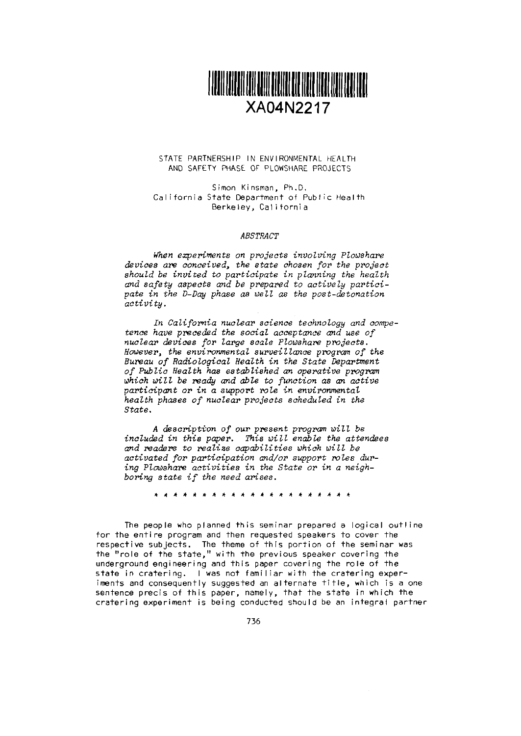XA04N2217

# STATE PARTNERSHIP IN ENVIRONMENTAL HEALTH AND SAFETY PHASE OF PLOWSHARE PROJECTS

Simon Kinsman, Ph.D.
California State Department of Public Health
Berkeley, California

## *ABSTRACT*

*When experiments on projects involving Plowshare devices are conceived, the state chosen for the project should be invited to participate in planning the health and safety aspects and be prepared to actively participate in the D-Day phase as well as the post-detonation activity.*

*In California nuclear science technology and competence have preceded the social acceptance and use of nuclear devices for large scale Plowshare projects. However, the environmental surveillance program of the Bureau of Radiological Health in the State Department of Public Health has established an operative program which will be ready and able to function as an active participant or in a support role in environmental health phases of nuclear projects scheduled in the State.*

*A description of our present program will be included in this paper. This will enable the attendees and readers to realize capabilities which will be activated for participation and/or support roles during Plowshare activities in the State or in a neighboring state if the need arises.*

\* \* \* \* \* \* \* \* \* \* \* \* \* \* \* \* \* \* \* \* \*

The people who planned this seminar prepared a logical outline for the entire program and then requested speakers to cover the respective subjects. The theme of this portion of the seminar was the "role of the state," with the previous speaker covering the underground engineering and this paper covering the role of the state in cratering. I was not familiar with the cratering experiments and consequently suggested an alternate title, which is a one sentence precis of this paper, namely, that the state in which the cratering experiment is being conducted should be an integral partner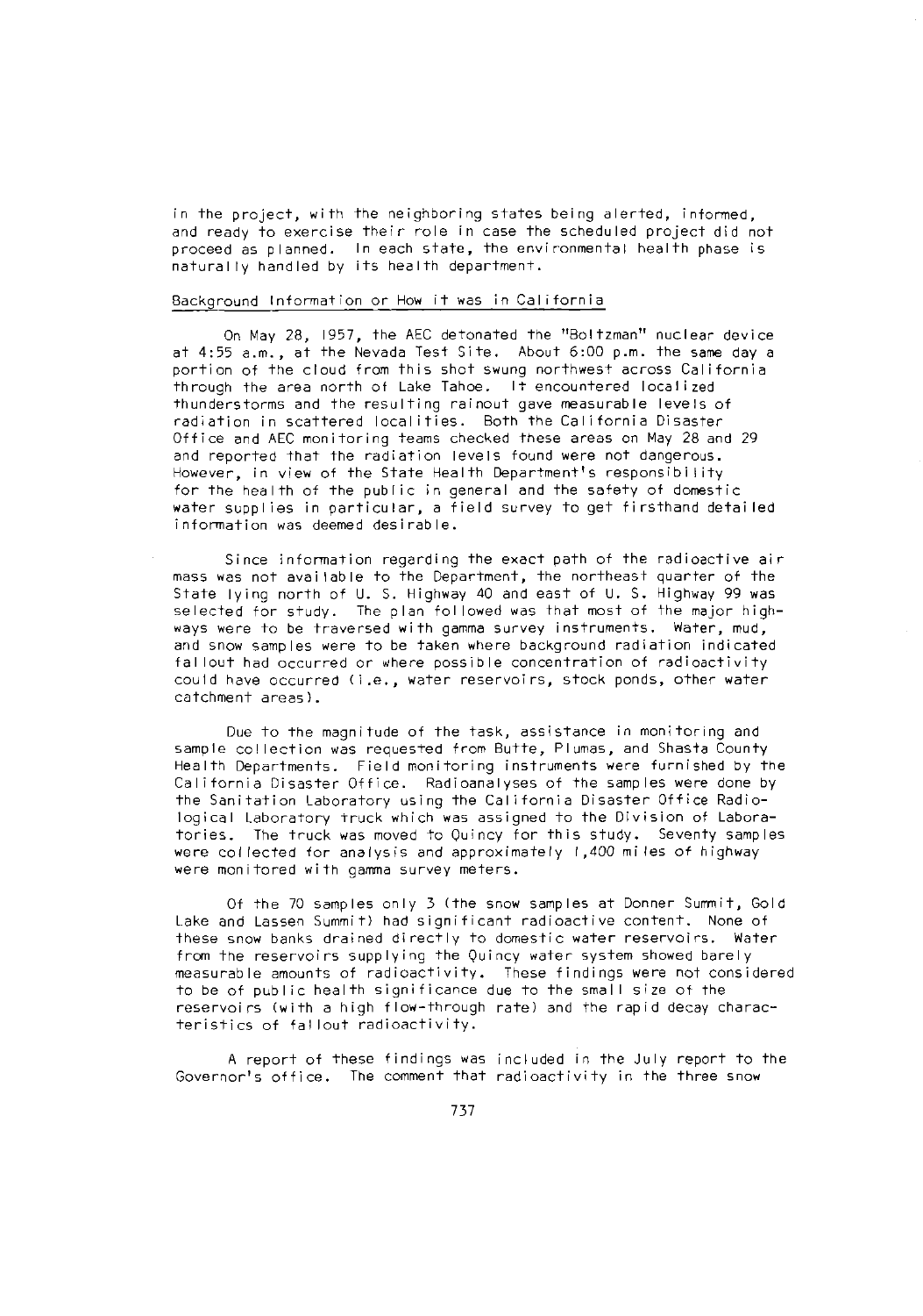in the project, with the neighboring states being alerted, informed, and ready to exercise their role in case the scheduled project did not proceed as planned. In each state, the environmental health phase is naturally handled by its health department.

## Background Information or How it was in California

On May 28, 1957, the AEC detonated the "Boltzman" nuclear device at 4:55 a.m., at the Nevada Test Site. About 6:00 p.m. the same day a portion of the cloud from this shot swung northwest across California through the area north of Lake Tahoe. It encountered localized thunderstorms and the resulting rainout gave measurable levels of radiation in scattered localities. Both the California Disaster Office and AEC monitoring teams checked these areas on May 28 and 29 and reported that the radiation levels found were not dangerous. However, in view of the State Health Department's responsibility for the health of the public in general and the safety of domestic water supplies in particular, a field survey to get firsthand detailed information was deemed desirable.

Since information regarding the exact path of the radioactive air mass was not available to the Department, the northeast quarter of the State lying north of U. S. Highway 40 and east of U. S. Highway 99 was selected for study. The plan followed was that most of the major highways were to be traversed with gamma survey instruments. Water, mud, and snow samples were to be taken where background radiation indicated fallout had occurred or where possible concentration of radioactivity could have occurred (i.e., water reservoirs, stock ponds, other water catchment areas).

Due to the magnitude of the task, assistance in monitoring and sample collection was requested from Butte, Plumas, and Shasta County Health Departments. Field monitoring instruments were furnished by the California Disaster Office. Radioanalyses of the samples were done by the Sanitation Laboratory using the California Disaster Office Radiological Laboratory truck which was assigned to the Division of Laboratories. The truck was moved to Quincy for this study. Seventy samples were collected for analysis and approximately 1,400 miles of highway were monitored with gamma survey meters.

Of the 70 samples only 3 (the snow samples at Donner Summit, Gold Lake and Lassen Summit) had significant radioactive content. None of these snow banks drained directly to domestic water reservoirs. Water from the reservoirs supplying the Quincy water system showed barely measurable amounts of radioactivity. These findings were not considered to be of public health significance due to the small size of the reservoirs (with a high flow-through rate) and the rapid decay characteristics of fallout radioactivity.

A report of these findings was included in the July report to the Governor's office. The comment that radioactivity in the three snow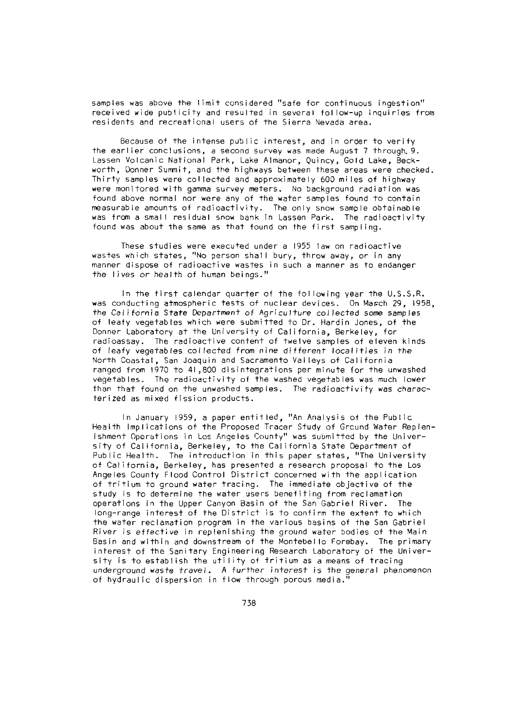samples was above the limit considered "safe for continuous ingestion" received wide publicity and resulted in several follow-up inquiries from residents and recreational users of the Sierra Nevada area.

Because of the intense public interest, and in order to verify the earlier conclusions, a second survey was made August 7 through 9. Lassen Volcanic National Park, Lake Almanor, Quincy, Gold Lake, Beckworth, Donner Summit, and the highways between these areas were checked. Thirty samples were collected and approximately 600 miles of highway were monitored with gamma survey meters. No background radiation was found above normal nor were any of the water samples found to contain measurable amounts of radioactivity. The only snow sample obtainable was from a small residual snow bank in Lassen Park. The radioactivity found was about the same as that found on the first sampling.

These studies were executed under a 1955 law on radioactive wastes which states, "No person shall bury, throw away, or in any manner dispose of radioactive wastes in such a manner as to endanger the lives or health of human beings."

In the first calendar quarter of the following year the U.S.S.R. was conducting atmospheric tests of nuclear devices. On March 29, 1958, the California State Department of Agriculture collected some samples of leafy vegetables which were submitted to Dr. Hardin Jones, of the Donner Laboratory at the University of California, Berkeley, for radioassay. The radioactive content of twelve samples of eleven kinds of leafy vegetables collected from nine different localities in the North Coastal, San Joaquin and Sacramento Valleys of California ranged from 1970 to 41,800 disintegrations per minute for the unwashed vegetables. The radioactivity of the washed vegetables was much lower than that found on the unwashed samples. The radioactivity was characterized as mixed fission products.

In January 1959, a paper entitled, "An Analysis of the Public Health Implications of the Proposed Tracer Study of Ground Water Replenishment Operations in Los Angeles County" was submitted by the University of California, Berkeley, to the California State Department of Public Health. The introduction in this paper states, "The University of California, Berkeley, has presented a research proposal to the Los Angeles County Flood Control District concerned with the application of tritium to ground water tracing. The immediate objective of the study is to determine the water users benefiting from reclamation operations in the Upper Canyon Basin of the San Gabriel River. The long-range interest of the District is to confirm the extent to which the water reclamation program in the various basins of the San Gabriel River is effective in replenishing the ground water bodies of the Main Basin and within and downstream of the Montebello Forebay. The primary interest of the Sanitary Engineering Research Laboratory of the University is to establish the utility of tritium as a means of tracing underground waste travel. A further interest is the general phenomenon of hydraulic dispersion in flow through porous media."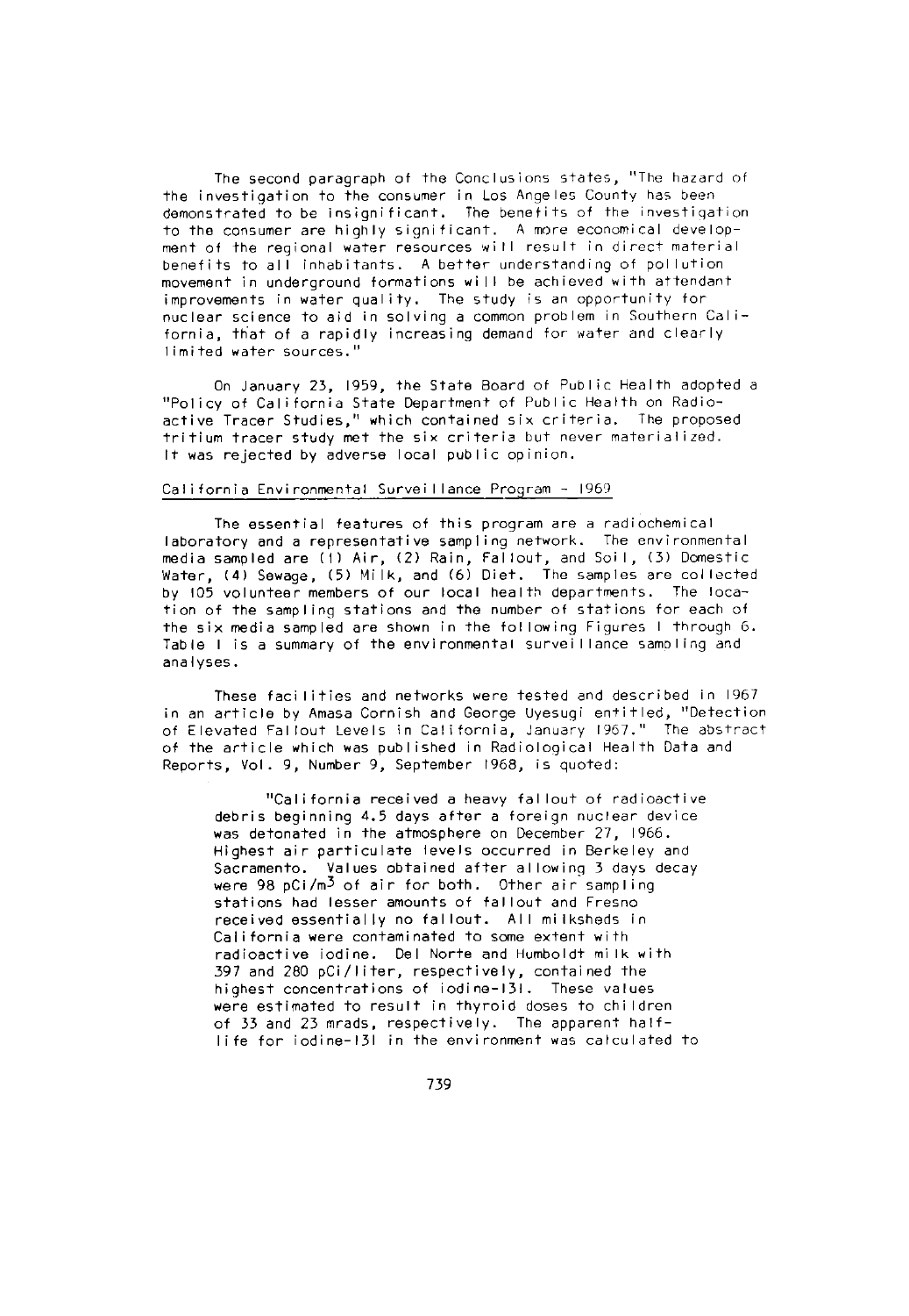The second paragraph of the Conclusions states, "The hazard of the investigation to the consumer in Los Angeles County has been demonstrated to be insignificant. The benefits of the investigation to the consumer are highly significant. A more economical development of the regional water resources will result in direct material benefits to all inhabitants. A better understanding of pollution movement in underground formations will be achieved with attendant improvements in water quality. The study is an opportunity for nuclear science to aid in solving a common problem in Southern California, that of a rapidly increasing demand for water and clearly limited water sources."

On January 23, 1959, the State Board of Public Health adopted a "Policy of California State Department of Public Health on Radioactive Tracer Studies," which contained six criteria. The proposed tritium tracer study met the six criteria but never materialized. It was rejected by adverse local public opinion.

## California Environmental Surveillance Program - 1969

The essential features of this program are a radiochemical laboratory and a representative sampling network. The environmental media sampled are (1) Air, (2) Rain, Fallout, and Soil, (3) Domestic Water, (4) Sewage, (5) Milk, and (6) Diet. The samples are collected by 105 volunteer members of our local health departments. The location of the sampling stations and the number of stations for each of the six media sampled are shown in the following Figures 1 through 6. Table 1 is a summary of the environmental surveillance sampling and analyses.

These facilities and networks were tested and described in 1967 in an article by Amasa Cornish and George Uyesugi entitled, "Detection of Elevated Fallout Levels in California, January 1967." The abstract of the article which was published in Radiological Health Data and Reports, Vol. 9, Number 9, September 1968, is quoted:

> "California received a heavy fallout of radioactive debris beginning 4.5 days after a foreign nuclear device was detonated in the atmosphere on December 27, 1966. Highest air particulate levels occurred in Berkeley and Sacramento. Values obtained after allowing 3 days decay were 98 pCi/m$^3$ of air for both. Other air sampling stations had lesser amounts of fallout and Fresno received essentially no fallout. All milksheds in California were contaminated to some extent with radioactive iodine. Del Norte and Humboldt milk with 397 and 280 pCi/liter, respectively, contained the highest concentrations of iodine-131. These values were estimated to result in thyroid doses to children of 33 and 23 mrads, respectively. The apparent half-life for iodine-131 in the environment was calculated to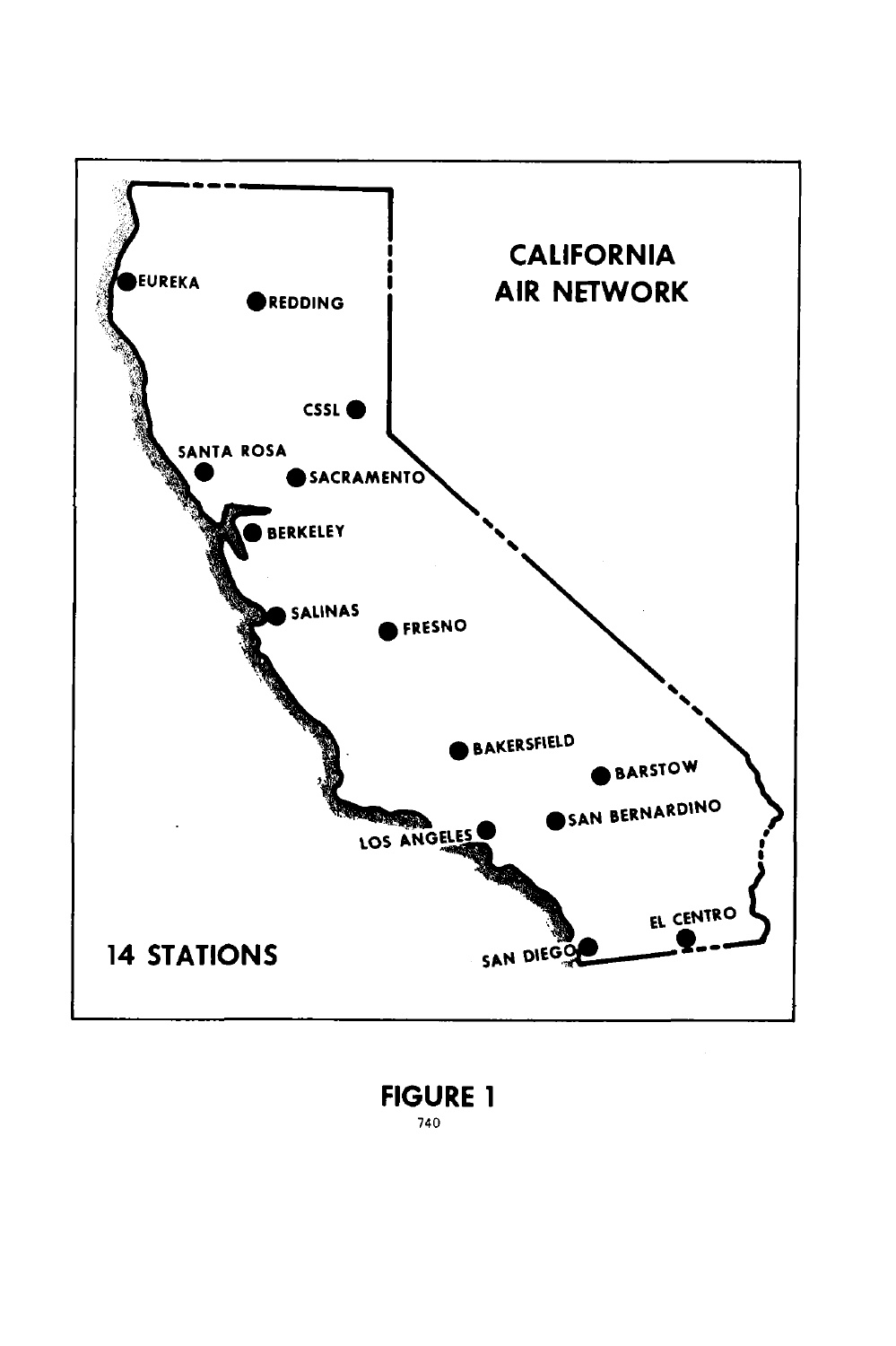CALIFORNIA AIR NETWORK

EUREKA

REDDING

CSSL

SANTA ROSA

SACRAMENTO

BERKELEY

SALINAS

FRESNO

BAKERSFIELD

BARSTOW

SAN BERNARDINO

LOS ANGELES

EL CENTRO

SAN DIEGO

14 STATIONS

**FIGURE 1**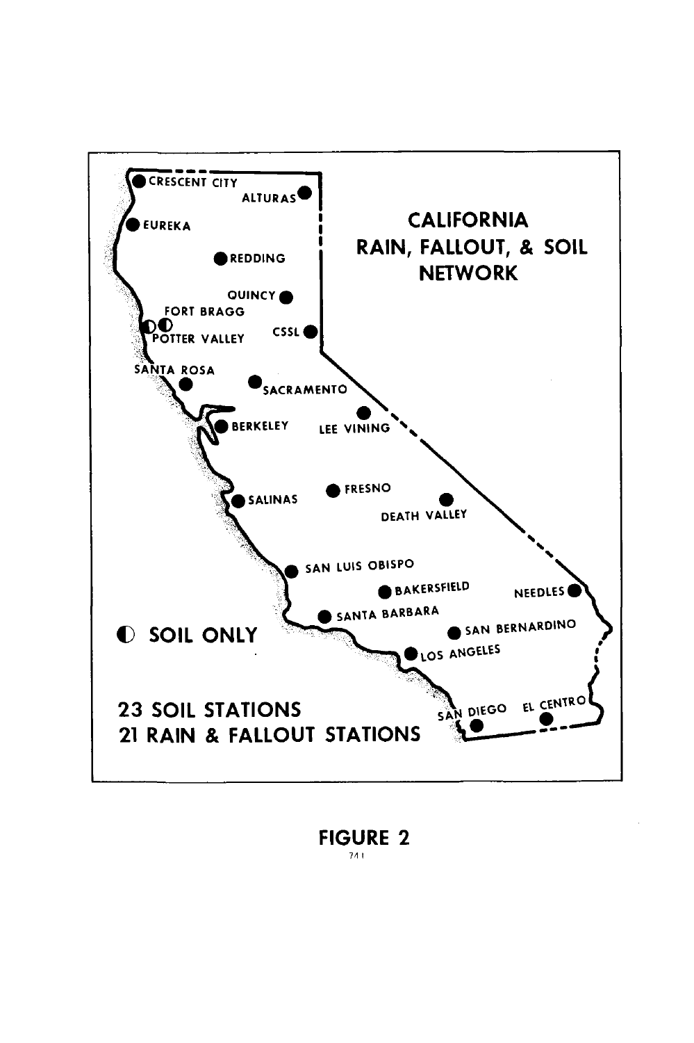CALIFORNIA RAIN, FALLOUT, & SOIL NETWORK

CRESCENT CITY
ALTURAS
EUREKA
REDDING
QUINCY
FORT BRAGG
POTTER VALLEY
CSSL
SANTA ROSA
SACRAMENTO
BERKELEY
LEE VINING
SALINAS
FRESNO
DEATH VALLEY
SAN LUIS OBISPO
BAKERSFIELD
NEEDLES
SANTA BARBARA
SAN BERNARDINO
LOS ANGELES
SAN DIEGO
EL CENTRO

◐ SOIL ONLY

23 SOIL STATIONS
21 RAIN & FALLOUT STATIONS

**FIGURE 2**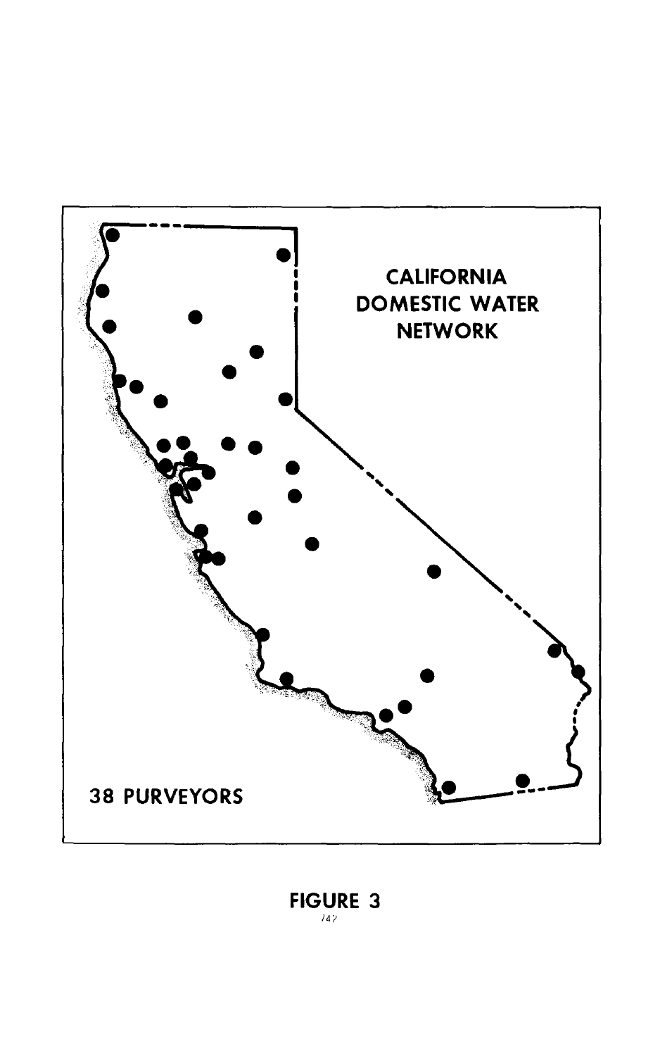CALIFORNIA DOMESTIC WATER NETWORK

38 PURVEYORS

FIGURE 3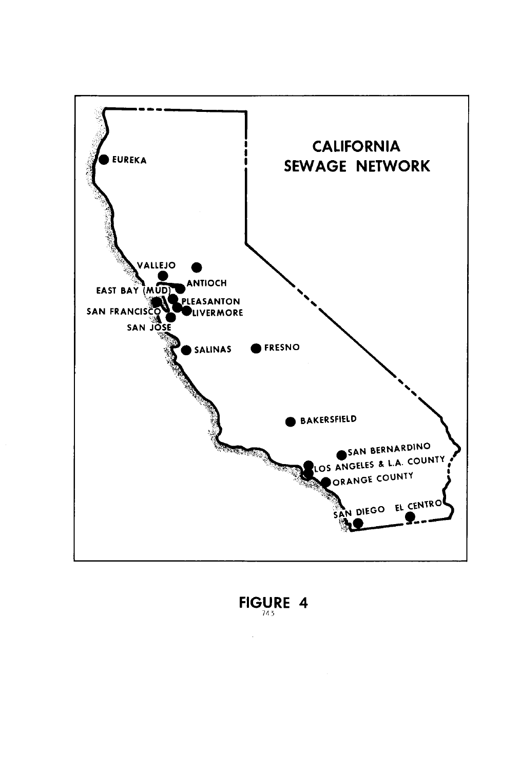# CALIFORNIA SEWAGE NETWORK

EUREKA

VALLEJO

ANTIOCH

EAST BAY (MUD)

PLEASANTON

SAN FRANCISCO

LIVERMORE

SAN JOSE

SALINAS

FRESNO

BAKERSFIELD

SAN BERNARDINO

LOS ANGELES & L.A. COUNTY

ORANGE COUNTY

SAN DIEGO

EL CENTRO

**FIGURE 4**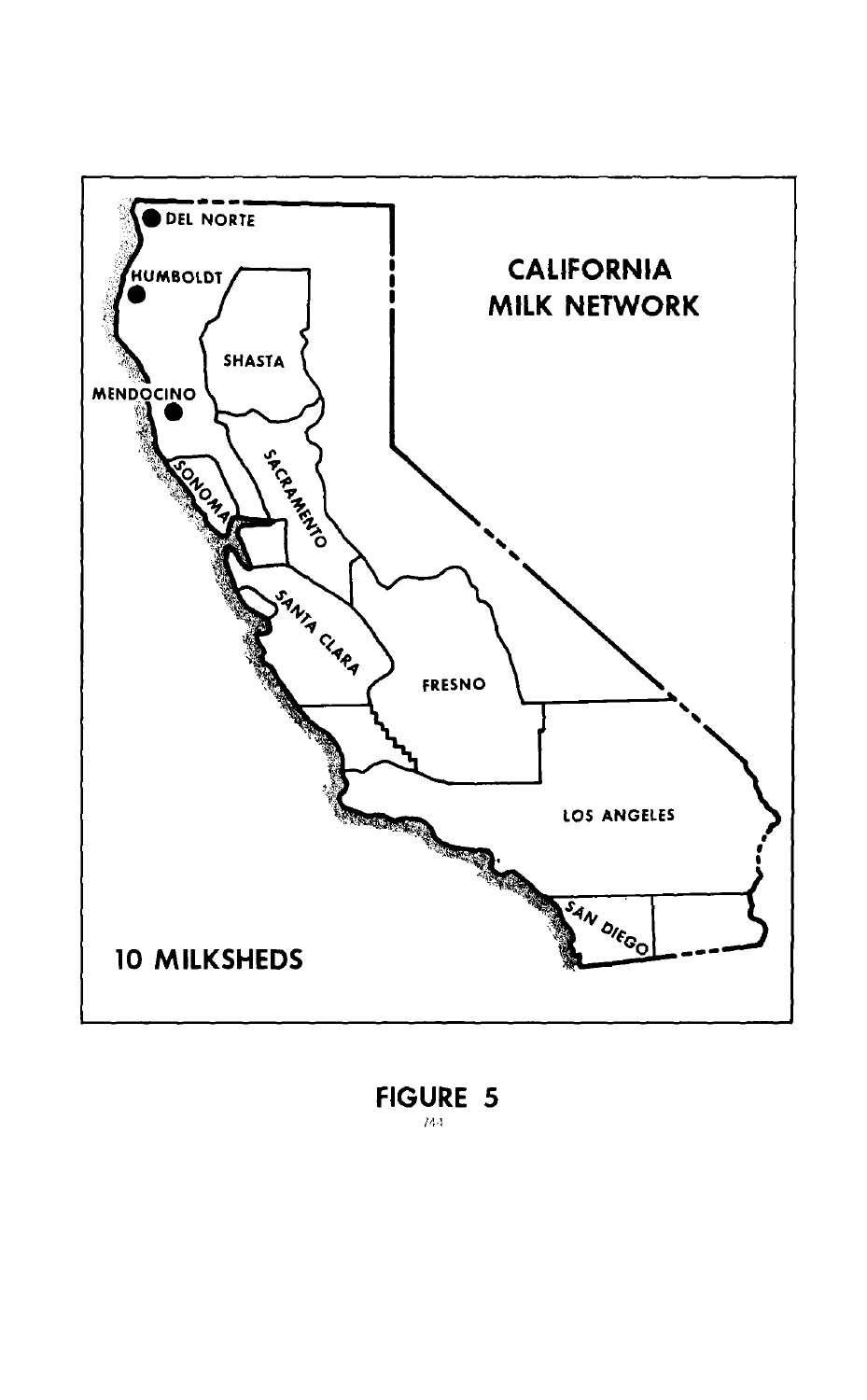CALIFORNIA MILK NETWORK

DEL NORTE

HUMBOLDT

MENDOCINO

SHASTA

SONOMA

SACRAMENTO

SANTA CLARA

FRESNO

LOS ANGELES

SAN DIEGO

10 MILKSHEDS

**FIGURE 5**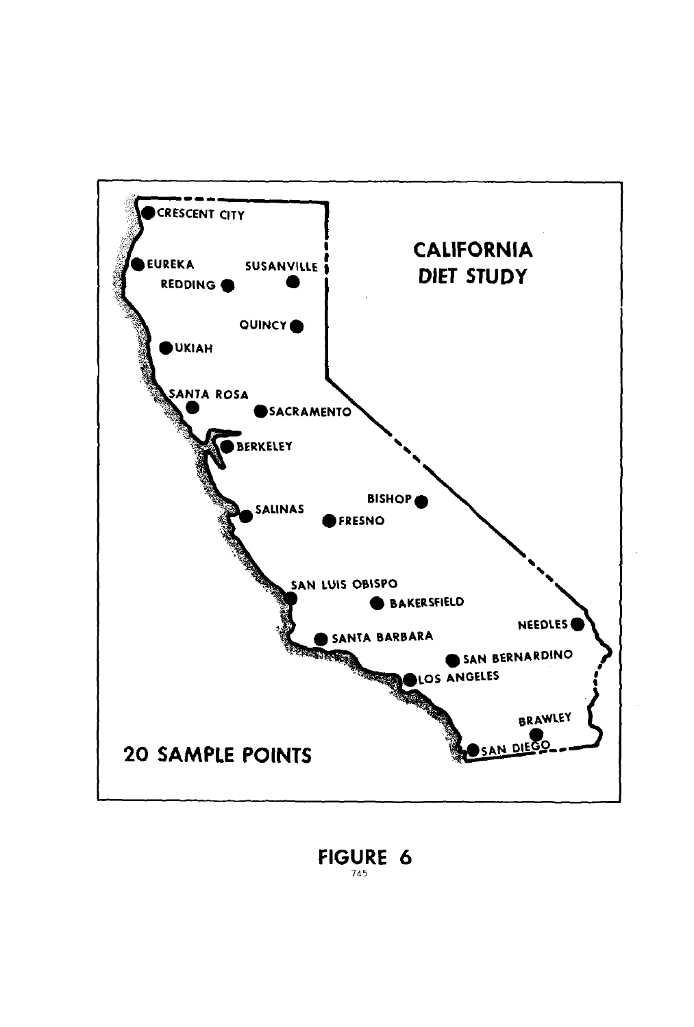CALIFORNIA DIET STUDY

CRESCENT CITY
EUREKA
SUSANVILLE
REDDING
QUINCY
UKIAH
SANTA ROSA
SACRAMENTO
BERKELEY
SALINAS
BISHOP
FRESNO
SAN LUIS OBISPO
BAKERSFIELD
NEEDLES
SANTA BARBARA
SAN BERNARDINO
LOS ANGELES
BRAWLEY
SAN DIEGO

20 SAMPLE POINTS

FIGURE 6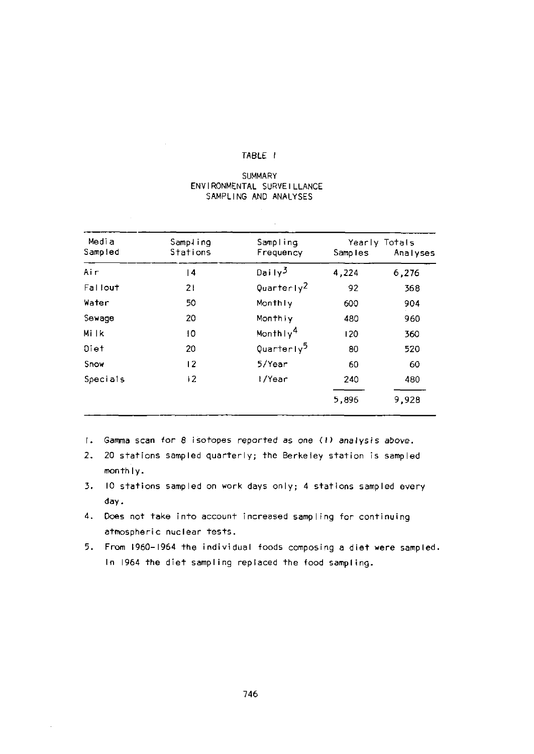TABLE I

SUMMARY
ENVIRONMENTAL SURVEILLANCE
SAMPLING AND ANALYSES

| Media Sampled | Sampling Stations | Sampling Frequency | Yearly Totals Samples | Analyses |
|---|---|---|---|---|
| Air | 14 | Daily[3] | 4,224 | 6,276 |
| Fallout | 21 | Quarterly[2] | 92 | 368 |
| Water | 50 | Monthly | 600 | 904 |
| Sewage | 20 | Monthly | 480 | 960 |
| Milk | 10 | Monthly[4] | 120 | 360 |
| Diet | 20 | Quarterly[5] | 80 | 520 |
| Snow | 12 | 5/Year | 60 | 60 |
| Specials | 12 | 1/Year | 240 | 480 |
| | | | 5,896 | 9,928 |

1. Gamma scan for 8 isotopes reported as one (1) analysis above.
2. 20 stations sampled quarterly; the Berkeley station is sampled monthly.
3. 10 stations sampled on work days only; 4 stations sampled every day.
4. Does not take into account increased sampling for continuing atmospheric nuclear tests.
5. From 1960-1964 the individual foods composing a diet were sampled. In 1964 the diet sampling replaced the food sampling.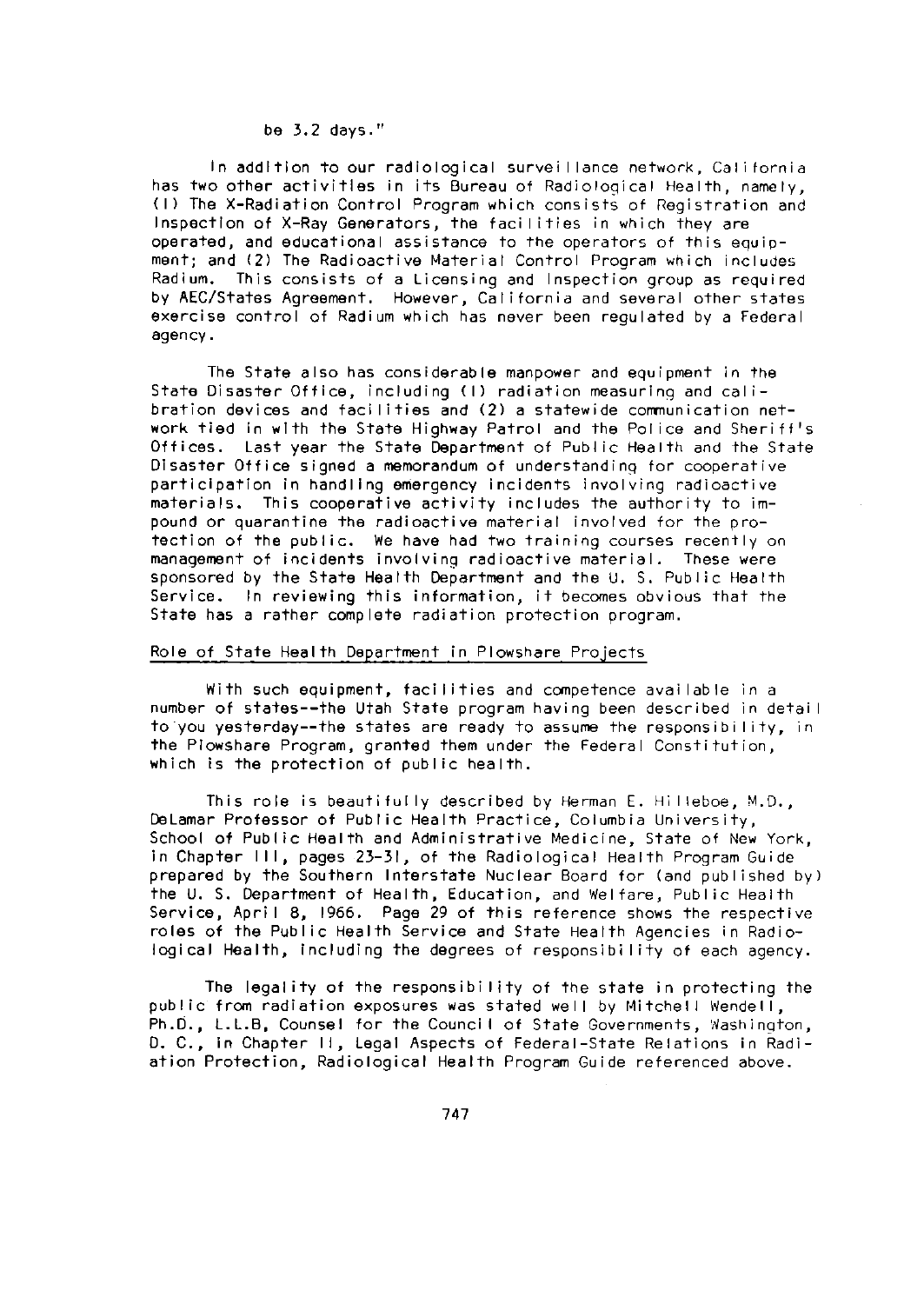be 3.2 days."

In addition to our radiological surveillance network, California has two other activities in its Bureau of Radiological Health, namely, (1) The X-Radiation Control Program which consists of Registration and Inspection of X-Ray Generators, the facilities in which they are operated, and educational assistance to the operators of this equipment; and (2) The Radioactive Material Control Program which includes Radium. This consists of a Licensing and Inspection group as required by AEC/States Agreement. However, California and several other states exercise control of Radium which has never been regulated by a Federal agency.

The State also has considerable manpower and equipment in the State Disaster Office, including (1) radiation measuring and calibration devices and facilities and (2) a statewide communication network tied in with the State Highway Patrol and the Police and Sheriff's Offices. Last year the State Department of Public Health and the State Disaster Office signed a memorandum of understanding for cooperative participation in handling emergency incidents involving radioactive materials. This cooperative activity includes the authority to impound or quarantine the radioactive material involved for the protection of the public. We have had two training courses recently on management of incidents involving radioactive material. These were sponsored by the State Health Department and the U. S. Public Health Service. In reviewing this information, it becomes obvious that the State has a rather complete radiation protection program.

## Role of State Health Department in Plowshare Projects

With such equipment, facilities and competence available in a number of states--the Utah State program having been described in detail to you yesterday--the states are ready to assume the responsibility, in the Plowshare Program, granted them under the Federal Constitution, which is the protection of public health.

This role is beautifully described by Herman E. Hilleboe, M.D., DeLamar Professor of Public Health Practice, Columbia University, School of Public Health and Administrative Medicine, State of New York, in Chapter III, pages 23-31, of the Radiological Health Program Guide prepared by the Southern Interstate Nuclear Board for (and published by) the U. S. Department of Health, Education, and Welfare, Public Health Service, April 8, 1966. Page 29 of this reference shows the respective roles of the Public Health Service and State Health Agencies in Radiological Health, including the degrees of responsibility of each agency.

The legality of the responsibility of the state in protecting the public from radiation exposures was stated well by Mitchell Wendell, Ph.D., L.L.B, Counsel for the Council of State Governments, Washington, D. C., in Chapter II, Legal Aspects of Federal-State Relations in Radiation Protection, Radiological Health Program Guide referenced above.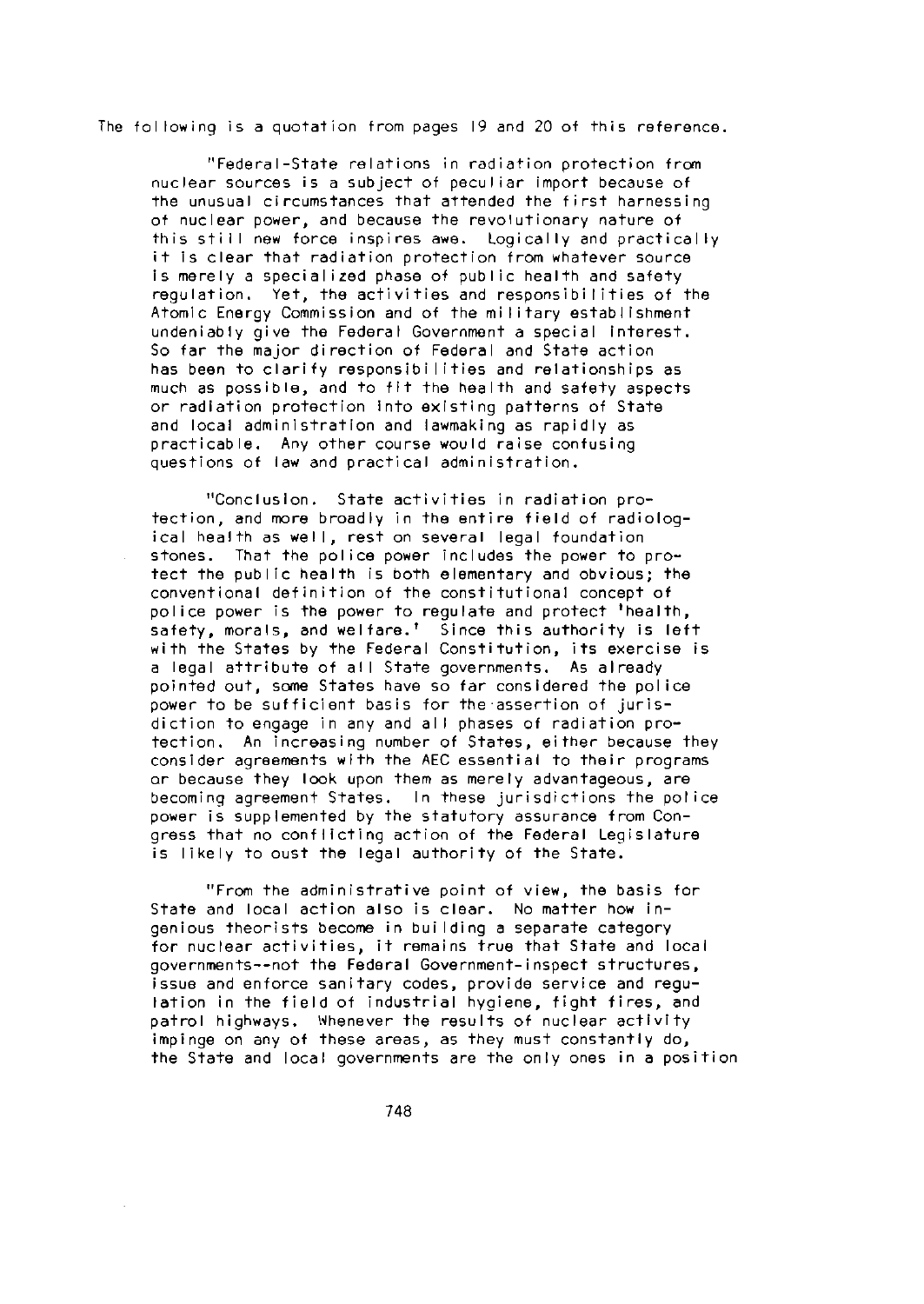The following is a quotation from pages 19 and 20 of this reference.

> "Federal-State relations in radiation protection from nuclear sources is a subject of peculiar import because of the unusual circumstances that attended the first harnessing of nuclear power, and because the revolutionary nature of this still new force inspires awe. Logically and practically it is clear that radiation protection from whatever source is merely a specialized phase of public health and safety regulation. Yet, the activities and responsibilities of the Atomic Energy Commission and of the military establishment undeniably give the Federal Government a special interest. So far the major direction of Federal and State action has been to clarify responsibilities and relationships as much as possible, and to fit the health and safety aspects or radiation protection into existing patterns of State and local administration and lawmaking as rapidly as practicable. Any other course would raise confusing questions of law and practical administration.
>
> "Conclusion. State activities in radiation protection, and more broadly in the entire field of radiological health as well, rest on several legal foundation stones. That the police power includes the power to protect the public health is both elementary and obvious; the conventional definition of the constitutional concept of police power is the power to regulate and protect 'health, safety, morals, and welfare.' Since this authority is left with the States by the Federal Constitution, its exercise is a legal attribute of all State governments. As already pointed out, some States have so far considered the police power to be sufficient basis for the assertion of jurisdiction to engage in any and all phases of radiation protection. An increasing number of States, either because they consider agreements with the AEC essential to their programs or because they look upon them as merely advantageous, are becoming agreement States. In these jurisdictions the police power is supplemented by the statutory assurance from Congress that no conflicting action of the Federal Legislature is likely to oust the legal authority of the State.
>
> "From the administrative point of view, the basis for State and local action also is clear. No matter how ingenious theorists become in building a separate category for nuclear activities, it remains true that State and local governments--not the Federal Government-inspect structures, issue and enforce sanitary codes, provide service and regulation in the field of industrial hygiene, fight fires, and patrol highways. Whenever the results of nuclear activity impinge on any of these areas, as they must constantly do, the State and local governments are the only ones in a position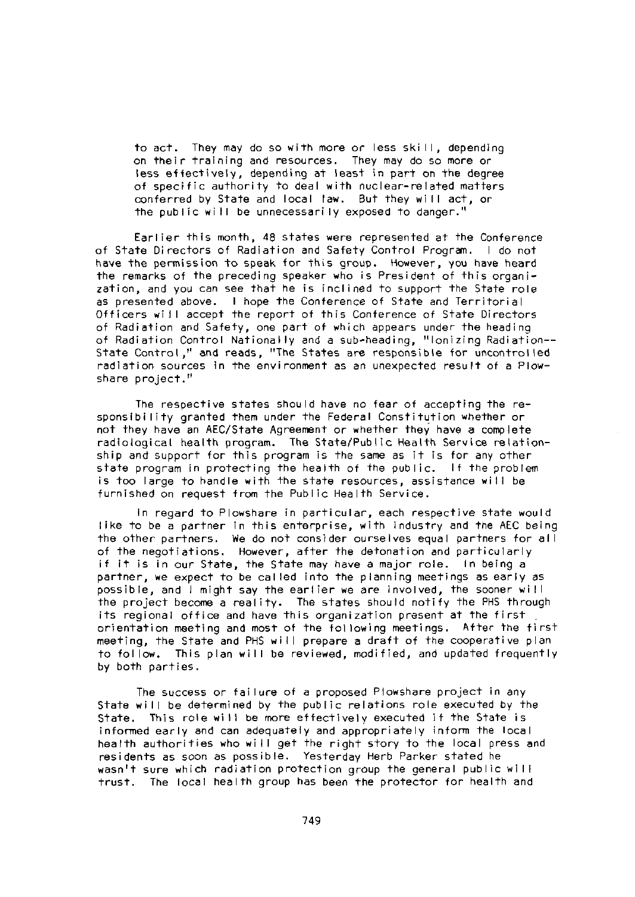to act. They may do so with more or less skill, depending on their training and resources. They may do so more or less effectively, depending at least in part on the degree of specific authority to deal with nuclear-related matters conferred by State and local law. But they will act, or the public will be unnecessarily exposed to danger."

Earlier this month, 48 states were represented at the Conference of State Directors of Radiation and Safety Control Program. I do not have the permission to speak for this group. However, you have heard the remarks of the preceding speaker who is President of this organization, and you can see that he is inclined to support the State role as presented above. I hope the Conference of State and Territorial Officers will accept the report of this Conference of State Directors of Radiation and Safety, one part of which appears under the heading of Radiation Control Nationally and a sub-heading, "Ionizing Radiation--State Control," and reads, "The States are responsible for uncontrolled radiation sources in the environment as an unexpected result of a Plowshare project."

The respective states should have no fear of accepting the responsibility granted them under the Federal Constitution whether or not they have an AEC/State Agreement or whether they have a complete radiological health program. The State/Public Health Service relationship and support for this program is the same as it is for any other state program in protecting the health of the public. If the problem is too large to handle with the state resources, assistance will be furnished on request from the Public Health Service.

In regard to Plowshare in particular, each respective state would like to be a partner in this enterprise, with industry and the AEC being the other partners. We do not consider ourselves equal partners for all of the negotiations. However, after the detonation and particularly if it is in our State, the State may have a major role. In being a partner, we expect to be called into the planning meetings as early as possible, and I might say the earlier we are involved, the sooner will the project become a reality. The states should notify the PHS through its regional office and have this organization present at the first orientation meeting and most of the following meetings. After the first meeting, the State and PHS will prepare a draft of the cooperative plan to follow. This plan will be reviewed, modified, and updated frequently by both parties.

The success or failure of a proposed Plowshare project in any State will be determined by the public relations role executed by the State. This role will be more effectively executed if the State is informed early and can adequately and appropriately inform the local health authorities who will get the right story to the local press and residents as soon as possible. Yesterday Herb Parker stated he wasn't sure which radiation protection group the general public will trust. The local health group has been the protector for health and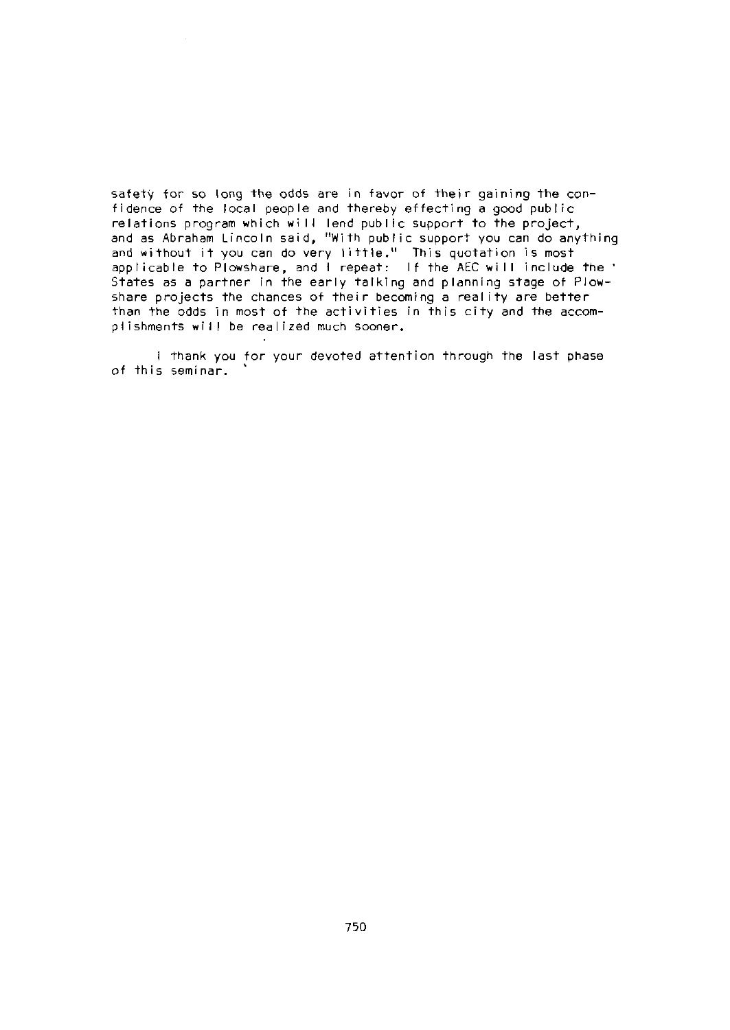safety for so long the odds are in favor of their gaining the confidence of the local people and thereby effecting a good public relations program which will lend public support to the project, and as Abraham Lincoln said, "With public support you can do anything and without it you can do very little." This quotation is most applicable to Plowshare, and I repeat: If the AEC will include the States as a partner in the early talking and planning stage of Plowshare projects the chances of their becoming a reality are better than the odds in most of the activities in this city and the accomplishments will be realized much sooner.

I thank you for your devoted attention through the last phase of this seminar.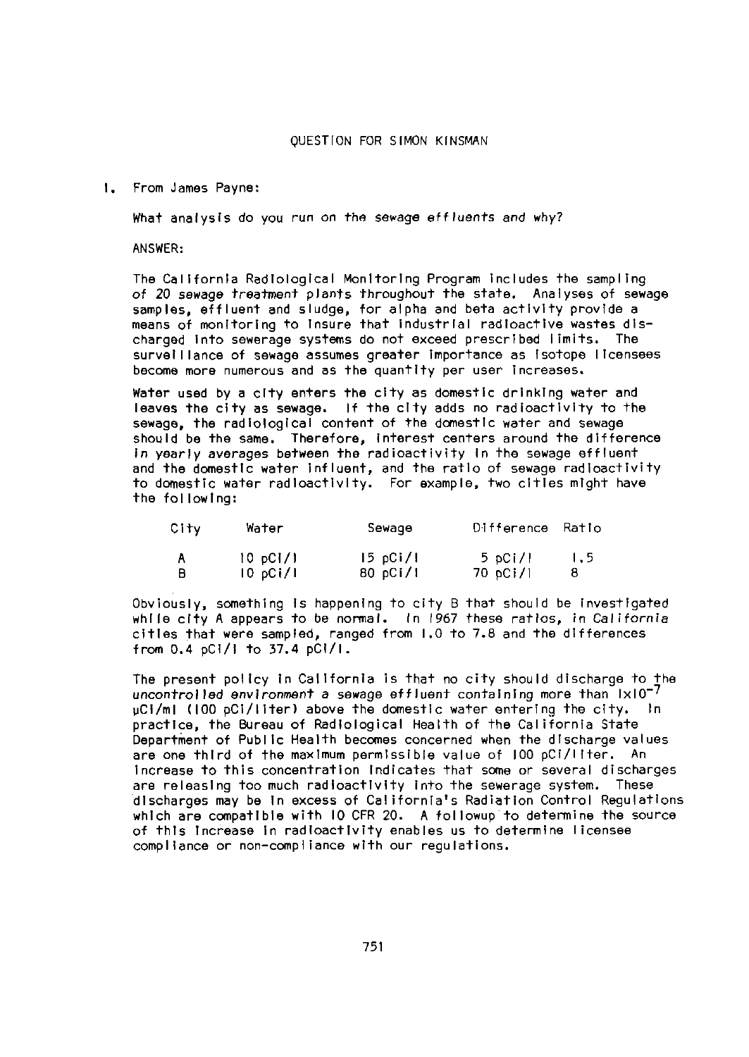## QUESTION FOR SIMON KINSMAN

1. From James Payne:

   What analysis do you run on the sewage effluents and why?

   ANSWER:

   The California Radiological Monitoring Program includes the sampling of 20 sewage treatment plants throughout the state. Analyses of sewage samples, effluent and sludge, for alpha and beta activity provide a means of monitoring to insure that industrial radioactive wastes discharged into sewerage systems do not exceed prescribed limits. The surveillance of sewage assumes greater importance as isotope licensees become more numerous and as the quantity per user increases.

   Water used by a city enters the city as domestic drinking water and leaves the city as sewage. If the city adds no radioactivity to the sewage, the radiological content of the domestic water and sewage should be the same. Therefore, interest centers around the difference in yearly averages between the radioactivity in the sewage effluent and the domestic water influent, and the ratio of sewage radioactivity to domestic water radioactivity. For example, two cities might have the following:

   | City | Water | Sewage | Difference | Ratio |
   |---|---|---|---|---|
   | A | 10 pCi/l | 15 pCi/l | 5 pCi/l | 1.5 |
   | B | 10 pCi/l | 80 pCi/l | 70 pCi/l | 8 |

   Obviously, something is happening to city B that should be investigated while city A appears to be normal. In 1967 these ratios, in California cities that were sampled, ranged from 1.0 to 7.8 and the differences from 0.4 pCi/l to 37.4 pCi/l.

   The present policy in California is that no city should discharge to the *uncontrolled environment* a sewage effluent containing more than $1 \times 10^{-7}$ μCi/ml (100 pCi/liter) above the domestic water entering the city. In practice, the Bureau of Radiological Health of the California State Department of Public Health becomes concerned when the discharge values are one third of the maximum permissible value of 100 pCi/liter. An increase to this concentration indicates that some or several discharges are releasing too much radioactivity into the sewerage system. These discharges may be in excess of California's Radiation Control Regulations which are compatible with 10 CFR 20. A followup to determine the source of this increase in radioactivity enables us to determine licensee compliance or non-compliance with our regulations.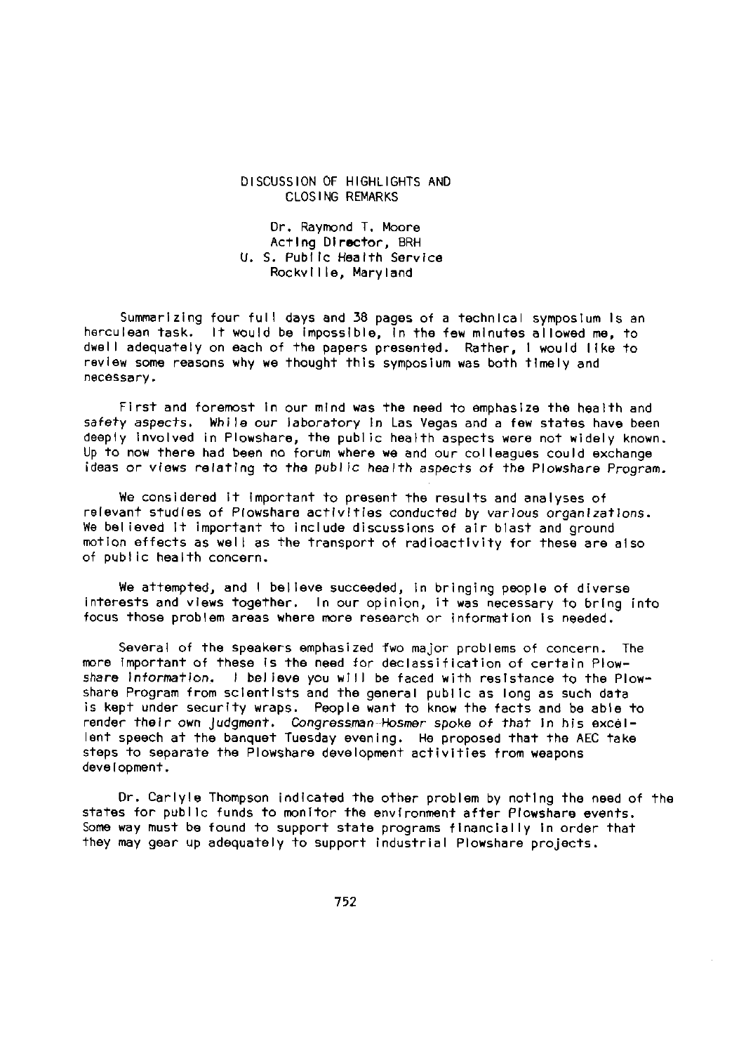# DISCUSSION OF HIGHLIGHTS AND CLOSING REMARKS

Dr. Raymond T. Moore
Acting Director, BRH
U. S. Public Health Service
Rockville, Maryland

Summarizing four full days and 38 pages of a technical symposium is an herculean task. It would be impossible, in the few minutes allowed me, to dwell adequately on each of the papers presented. Rather, I would like to review some reasons why we thought this symposium was both timely and necessary.

First and foremost in our mind was the need to emphasize the health and safety aspects. While our laboratory in Las Vegas and a few states have been deeply involved in Plowshare, the public health aspects were not widely known. Up to now there had been no forum where we and our colleagues could exchange ideas or views relating to the public health aspects of the Plowshare Program.

We considered it important to present the results and analyses of relevant studies of Plowshare activities conducted by various organizations. We believed it important to include discussions of air blast and ground motion effects as well as the transport of radioactivity for these are also of public health concern.

We attempted, and I believe succeeded, in bringing people of diverse interests and views together. In our opinion, it was necessary to bring into focus those problem areas where more research or information is needed.

Several of the speakers emphasized two major problems of concern. The more important of these is the need for declassification of certain Plowshare information. I believe you will be faced with resistance to the Plowshare Program from scientists and the general public as long as such data is kept under security wraps. People want to know the facts and be able to render their own judgment. Congressman Hosmer spoke of that in his excellent speech at the banquet Tuesday evening. He proposed that the AEC take steps to separate the Plowshare development activities from weapons development.

Dr. Carlyle Thompson indicated the other problem by noting the need of the states for public funds to monitor the environment after Plowshare events. Some way must be found to support state programs financially in order that they may gear up adequately to support industrial Plowshare projects.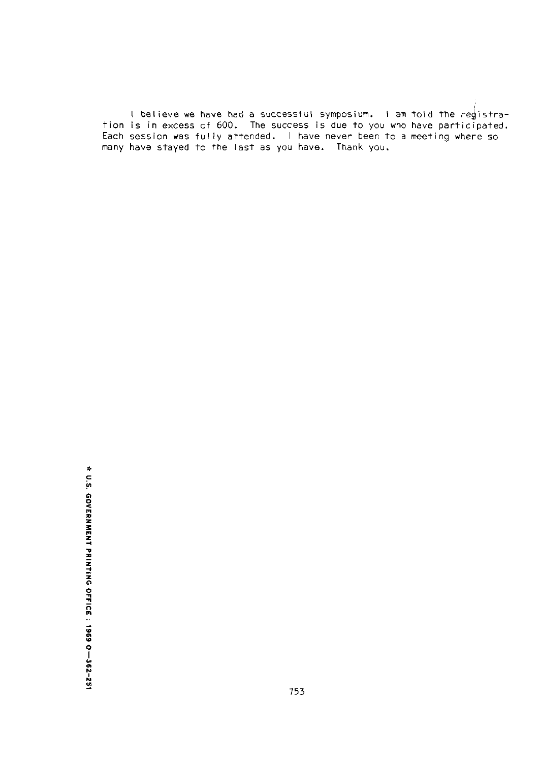I believe we have had a successful symposium. I am told the registration is in excess of 600. The success is due to you who have participated. Each session was fully attended. I have never been to a meeting where so many have stayed to the last as you have. Thank you.

☆ U.S. GOVERNMENT PRINTING OFFICE : 1969 O—362-251